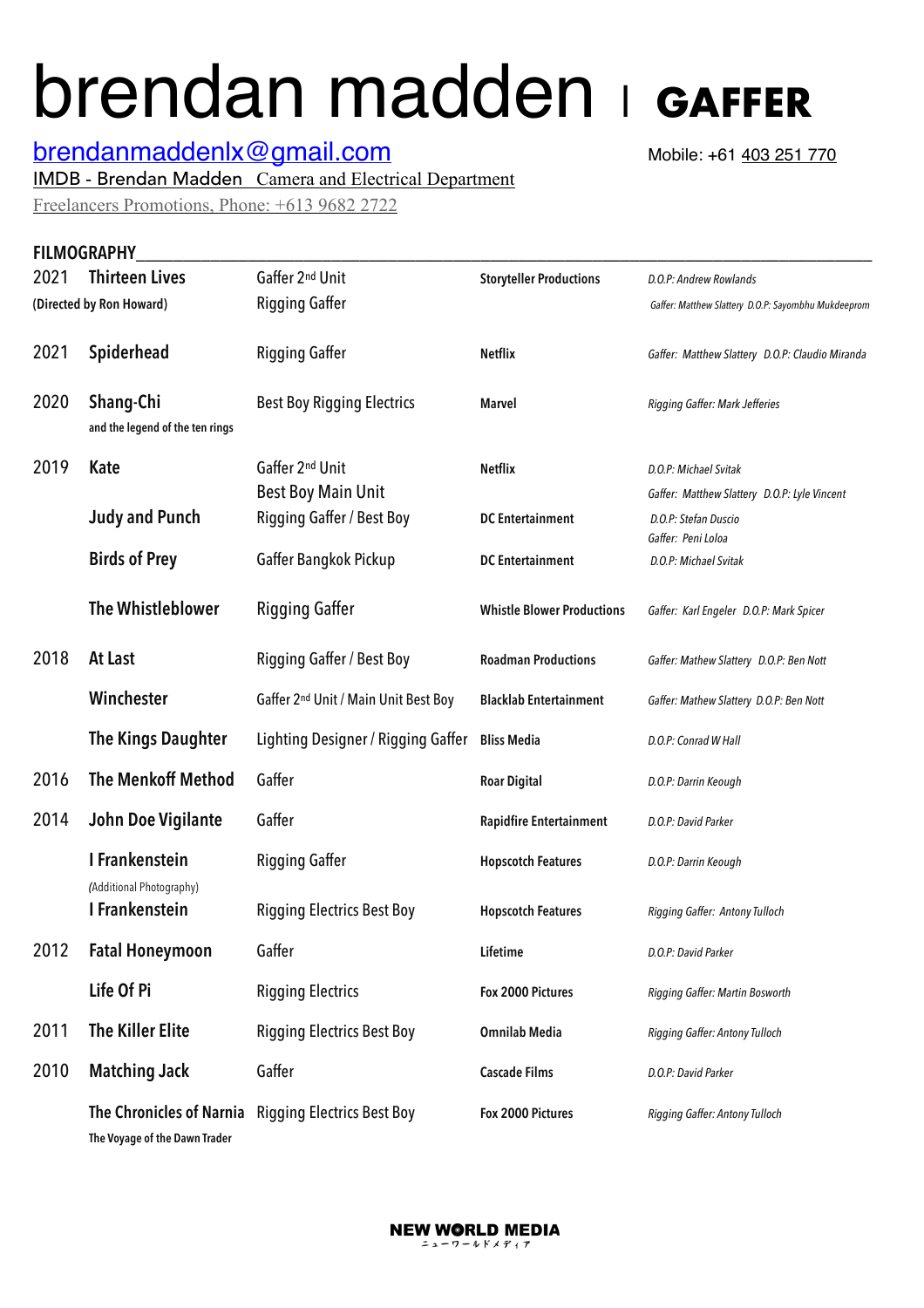# brendan madden | **GAFFER**

brendanmaddenlx@gmail.com

Mobile: +61 403 251 770

IMDB - Brendan Madden Camera and Electrical Department

Freelancers Promotions, Phone: +613 9682 2722

## FILMOGRAPHY

| Year | Title | Role | Company | Credits |
|---|---|---|---|---|
| 2021 | **Thirteen Lives** (Directed by Ron Howard) | Gaffer 2nd Unit<br>Rigging Gaffer | **Storyteller Productions** | *D.O.P: Andrew Rowlands*<br>*Gaffer: Matthew Slattery D.O.P: Sayombhu Mukdeeprom* |
| 2021 | **Spiderhead** | Rigging Gaffer | **Netflix** | *Gaffer: Matthew Slattery D.O.P: Claudio Miranda* |
| 2020 | **Shang-Chi** and the legend of the ten rings | Best Boy Rigging Electrics | **Marvel** | *Rigging Gaffer: Mark Jefferies* |
| 2019 | **Kate** | Gaffer 2nd Unit<br>Best Boy Main Unit | **Netflix** | *D.O.P: Michael Svitak*<br>*Gaffer: Matthew Slattery D.O.P: Lyle Vincent* |
| | **Judy and Punch** | Rigging Gaffer / Best Boy | **DC Entertainment** | *D.O.P: Stefan Duscio*<br>*Gaffer: Peni Loloa* |
| | **Birds of Prey** | Gaffer Bangkok Pickup | **DC Entertainment** | *D.O.P: Michael Svitak* |
| | **The Whistleblower** | Rigging Gaffer | **Whistle Blower Productions** | *Gaffer: Karl Engeler D.O.P: Mark Spicer* |
| 2018 | **At Last** | Rigging Gaffer / Best Boy | **Roadman Productions** | *Gaffer: Mathew Slattery D.O.P: Ben Nott* |
| | **Winchester** | Gaffer 2nd Unit / Main Unit Best Boy | **Blacklab Entertainment** | *Gaffer: Mathew Slattery D.O.P: Ben Nott* |
| | **The Kings Daughter** | Lighting Designer / Rigging Gaffer | **Bliss Media** | *D.O.P: Conrad W Hall* |
| 2016 | **The Menkoff Method** | Gaffer | **Roar Digital** | *D.O.P: Darrin Keough* |
| 2014 | **John Doe Vigilante** | Gaffer | **Rapidfire Entertainment** | *D.O.P: David Parker* |
| | **I Frankenstein** *(Additional Photography)* | Rigging Gaffer | **Hopscotch Features** | *D.O.P: Darrin Keough* |
| | **I Frankenstein** | Rigging Electrics Best Boy | **Hopscotch Features** | *Rigging Gaffer: Antony Tulloch* |
| 2012 | **Fatal Honeymoon** | Gaffer | **Lifetime** | *D.O.P: David Parker* |
| | **Life Of Pi** | Rigging Electrics | **Fox 2000 Pictures** | *Rigging Gaffer: Martin Bosworth* |
| 2011 | **The Killer Elite** | Rigging Electrics Best Boy | **Omnilab Media** | *Rigging Gaffer: Antony Tulloch* |
| 2010 | **Matching Jack** | Gaffer | **Cascade Films** | *D.O.P: David Parker* |
| | **The Chronicles of Narnia** The Voyage of the Dawn Trader | Rigging Electrics Best Boy | **Fox 2000 Pictures** | *Rigging Gaffer: Antony Tulloch* |

NEW WORLD MEDIA
ニューワールドメディア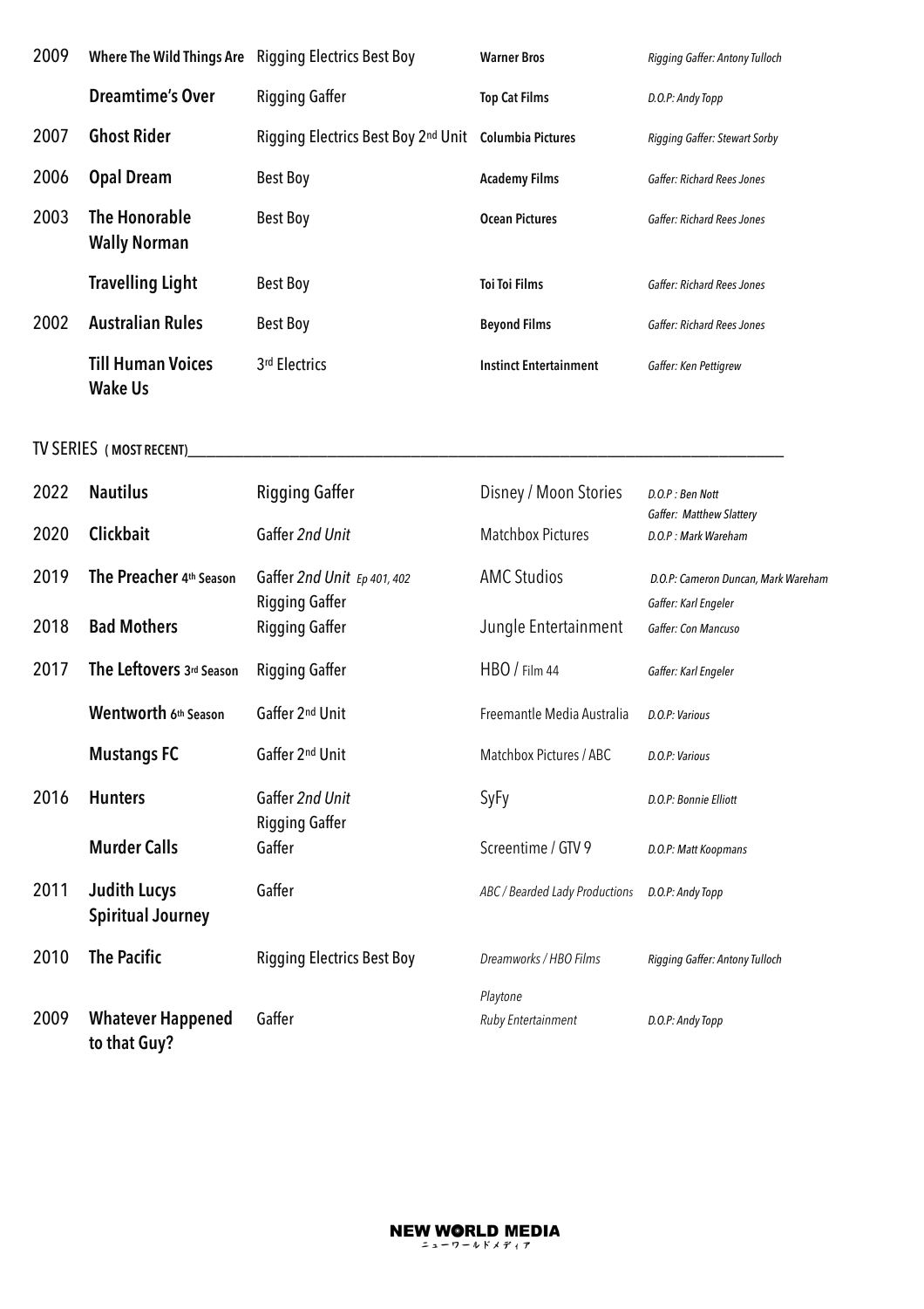| | | | | |
|---|---|---|---|---|
| 2009 | **Where The Wild Things Are** | Rigging Electrics Best Boy | **Warner Bros** | *Rigging Gaffer: Antony Tulloch* |
| | **Dreamtime's Over** | Rigging Gaffer | **Top Cat Films** | *D.O.P: Andy Topp* |
| 2007 | **Ghost Rider** | Rigging Electrics Best Boy 2nd Unit | **Columbia Pictures** | *Rigging Gaffer: Stewart Sorby* |
| 2006 | **Opal Dream** | Best Boy | **Academy Films** | *Gaffer: Richard Rees Jones* |
| 2003 | **The Honorable Wally Norman** | Best Boy | **Ocean Pictures** | *Gaffer: Richard Rees Jones* |
| | **Travelling Light** | Best Boy | **Toi Toi Films** | *Gaffer: Richard Rees Jones* |
| 2002 | **Australian Rules** | Best Boy | **Beyond Films** | *Gaffer: Richard Rees Jones* |
| | **Till Human Voices Wake Us** | 3rd Electrics | **Instinct Entertainment** | *Gaffer: Ken Pettigrew* |

## TV SERIES ( MOST RECENT)

| | | | | |
|---|---|---|---|---|
| 2022 | **Nautilus** | Rigging Gaffer | Disney / Moon Stories | *D.O.P : Ben Nott* *Gaffer: Matthew Slattery* |
| 2020 | **Clickbait** | Gaffer *2nd Unit* | Matchbox Pictures | *D.O.P : Mark Wareham* |
| 2019 | **The Preacher 4th Season** | Gaffer *2nd Unit Ep 401, 402* Rigging Gaffer | AMC Studios | *D.O.P: Cameron Duncan, Mark Wareham* *Gaffer: Karl Engeler* |
| 2018 | **Bad Mothers** | Rigging Gaffer | Jungle Entertainment | *Gaffer: Con Mancuso* |
| 2017 | **The Leftovers 3rd Season** | Rigging Gaffer | HBO / Film 44 | *Gaffer: Karl Engeler* |
| | **Wentworth 6th Season** | Gaffer 2nd Unit | Freemantle Media Australia | *D.O.P: Various* |
| | **Mustangs FC** | Gaffer 2nd Unit | Matchbox Pictures / ABC | *D.O.P: Various* |
| 2016 | **Hunters** | Gaffer *2nd Unit* Rigging Gaffer | SyFy | *D.O.P: Bonnie Elliott* |
| | **Murder Calls** | Gaffer | Screentime / GTV 9 | *D.O.P: Matt Koopmans* |
| 2011 | **Judith Lucys Spiritual Journey** | Gaffer | *ABC / Bearded Lady Productions* | *D.O.P: Andy Topp* |
| 2010 | **The Pacific** | Rigging Electrics Best Boy | *Dreamworks / HBO Films* *Playtone* | *Rigging Gaffer: Antony Tulloch* |
| 2009 | **Whatever Happened to that Guy?** | Gaffer | *Ruby Entertainment* | *D.O.P: Andy Topp* |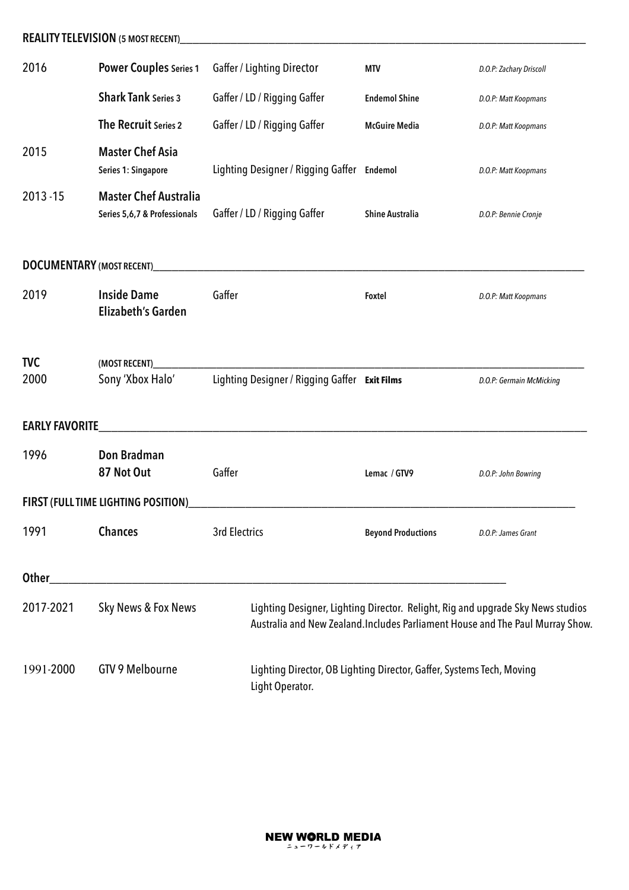## REALITY TELEVISION (5 MOST RECENT)

| | | | | |
|---|---|---|---|---|
| 2016 | **Power Couples** Series 1 | Gaffer / Lighting Director | **MTV** | *D.O.P: Zachary Driscoll* |
| | **Shark Tank** Series 3 | Gaffer / LD / Rigging Gaffer | **Endemol Shine** | *D.O.P: Matt Koopmans* |
| | **The Recruit** Series 2 | Gaffer / LD / Rigging Gaffer | **McGuire Media** | *D.O.P: Matt Koopmans* |
| 2015 | **Master Chef Asia** Series 1: Singapore | Lighting Designer / Rigging Gaffer | **Endemol** | *D.O.P: Matt Koopmans* |
| 2013 -15 | **Master Chef Australia** Series 5,6,7 & Professionals | Gaffer / LD / Rigging Gaffer | **Shine Australia** | *D.O.P: Bennie Cronje* |

## DOCUMENTARY (MOST RECENT)

| | | | | |
|---|---|---|---|---|
| 2019 | **Inside Dame Elizabeth's Garden** | Gaffer | **Foxtel** | *D.O.P: Matt Koopmans* |

## TVC (MOST RECENT)

| | | | | |
|---|---|---|---|---|
| 2000 | Sony 'Xbox Halo' | Lighting Designer / Rigging Gaffer | **Exit Films** | *D.O.P: Germain McMicking* |

## EARLY FAVORITE

| | | | | |
|---|---|---|---|---|
| 1996 | **Don Bradman 87 Not Out** | Gaffer | **Lemac / GTV9** | *D.O.P: John Bowring* |

## FIRST (FULL TIME LIGHTING POSITION)

| | | | | |
|---|---|---|---|---|
| 1991 | **Chances** | 3rd Electrics | **Beyond Productions** | *D.O.P: James Grant* |

## Other

| | | |
|---|---|---|
| 2017-2021 | Sky News & Fox News | Lighting Designer, Lighting Director. Relight, Rig and upgrade Sky News studios Australia and New Zealand.Includes Parliament House and The Paul Murray Show. |
| 1991-2000 | GTV 9 Melbourne | Lighting Director, OB Lighting Director, Gaffer, Systems Tech, Moving Light Operator. |

NEW WORLD MEDIA
ニューワールドメディア